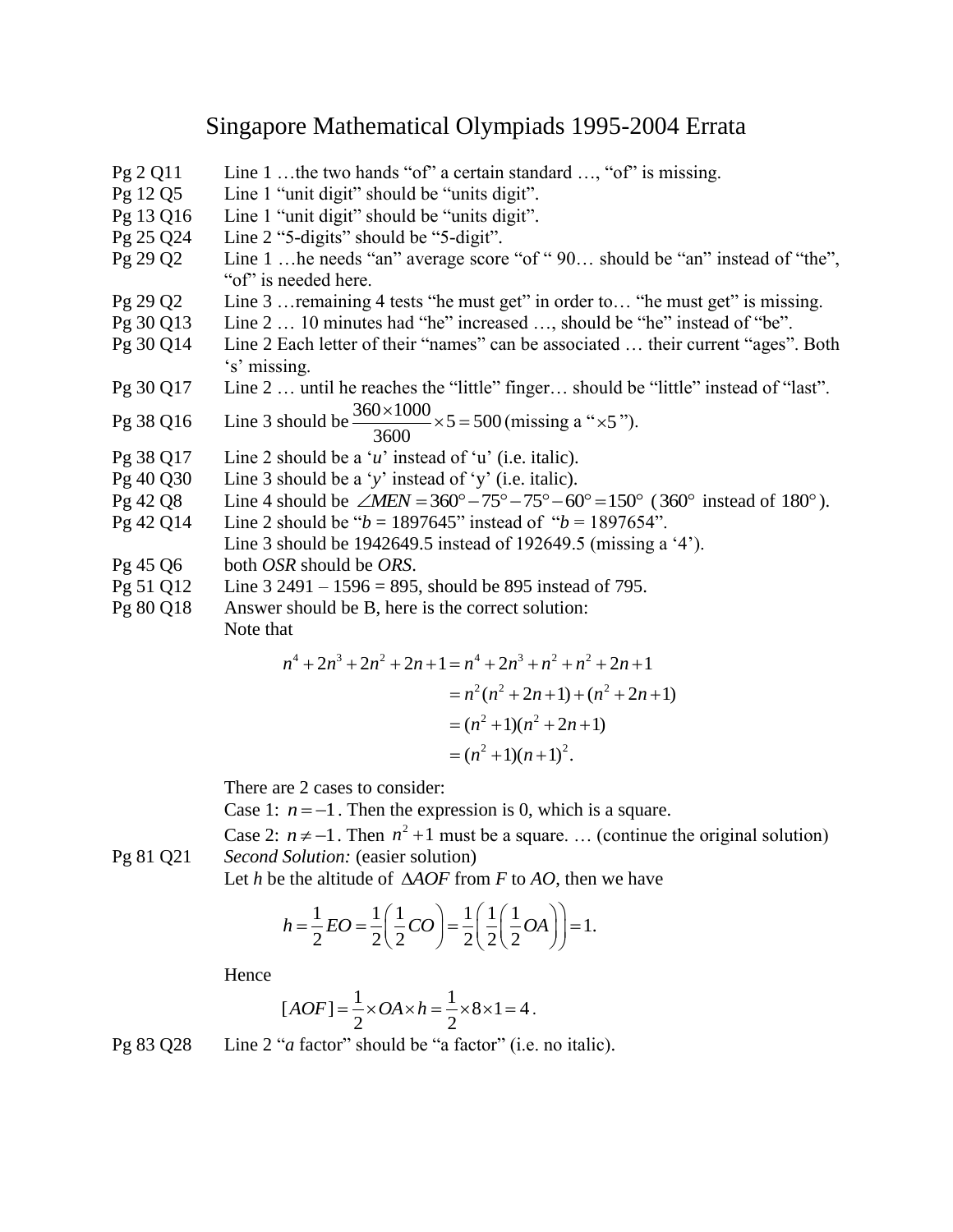# Singapore Mathematical Olympiads 1995-2004 Errata

Pg 2 Q11 Line 1 …the two hands "of" a certain standard …, "of" is missing.

Pg 12 Q5 Line 1 "unit digit" should be "units digit".

Pg 13 Q16 Line 1 "unit digit" should be "units digit".

Pg 25 Q24 Line 2 "5-digits" should be "5-digit".

Pg 29 Q2 Line 1 …he needs "an" average score "of " 90… should be "an" instead of "the", "of" is needed here.

Pg 29 Q2 Line 3 …remaining 4 tests "he must get" in order to… "he must get" is missing.

Pg 30 Q13 Line 2 … 10 minutes had "he" increased …, should be "he" instead of "be".

Pg 30 Q14 Line 2 Each letter of their "names" can be associated … their current "ages". Both 's' missing.

Pg 30 Q17 Line 2 … until he reaches the "little" finger… should be "little" instead of "last".

Pg 38 Q16 Line 3 should be $\frac{360\times1000}{3600}\times5=500$ (missing a "$\times5$").

Pg 38 Q17 Line 2 should be a '*u*' instead of 'u' (i.e. italic).

Pg 40 Q30 Line 3 should be a '*y*' instead of 'y' (i.e. italic).

Pg 42 Q8 Line 4 should be $\angle MEN = 360^\circ - 75^\circ - 75^\circ - 60^\circ = 150^\circ$ ($360^\circ$ instead of $180^\circ$).

Pg 42 Q14 Line 2 should be "$b$ = 1897645" instead of "$b$ = 1897654".
Line 3 should be 1942649.5 instead of 192649.5 (missing a '4').

Pg 45 Q6 both *OSR* should be *ORS*.

Pg 51 Q12 Line 3 2491 – 1596 = 895, should be 895 instead of 795.

Pg 80 Q18 Answer should be B, here is the correct solution:

Note that

$$\begin{aligned} n^4+2n^3+2n^2+2n+1 &= n^4+2n^3+n^2+n^2+2n+1 \\ &= n^2(n^2+2n+1)+(n^2+2n+1) \\ &= (n^2+1)(n^2+2n+1) \\ &= (n^2+1)(n+1)^2. \end{aligned}$$

There are 2 cases to consider:

Case 1: $n=-1$. Then the expression is 0, which is a square.

Case 2: $n\neq-1$. Then $n^2+1$ must be a square. … (continue the original solution)

Pg 81 Q21 *Second Solution:* (easier solution)

Let $h$ be the altitude of $\Delta AOF$ from $F$ to $AO$, then we have

$$h=\frac{1}{2}EO=\frac{1}{2}\left(\frac{1}{2}CO\right)=\frac{1}{2}\left(\frac{1}{2}\left(\frac{1}{2}OA\right)\right)=1.$$

Hence

$$[AOF]=\frac{1}{2}\times OA\times h=\frac{1}{2}\times8\times1=4.$$

Pg 83 Q28 Line 2 "*a* factor" should be "a factor" (i.e. no italic).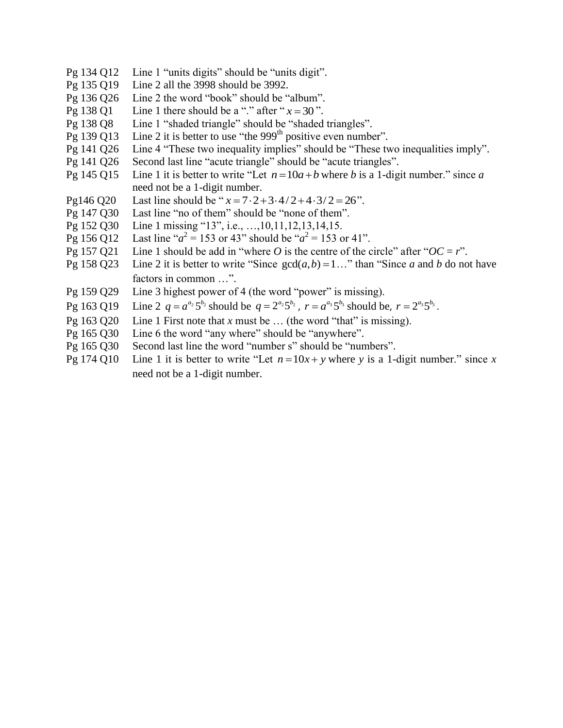| | |
|---|---|
| Pg 134 Q12 | Line 1 "units digits" should be "units digit". |
| Pg 135 Q19 | Line 2 all the 3998 should be 3992. |
| Pg 136 Q26 | Line 2 the word "book" should be "album". |
| Pg 138 Q1 | Line 1 there should be a "." after "$x = 30$". |
| Pg 138 Q8 | Line 1 "shaded triangle" should be "shaded triangles". |
| Pg 139 Q13 | Line 2 it is better to use "the 999th positive even number". |
| Pg 141 Q26 | Line 4 "These two inequality implies" should be "These two inequalities imply". |
| Pg 141 Q26 | Second last line "acute triangle" should be "acute triangles". |
| Pg 145 Q15 | Line 1 it is better to write "Let $n = 10a + b$ where $b$ is a 1-digit number." since $a$ need not be a 1-digit number. |
| Pg146 Q20 | Last line should be "$x = 7 \cdot 2 + 3 \cdot 4/2 + 4 \cdot 3/2 = 26$". |
| Pg 147 Q30 | Last line "no of them" should be "none of them". |
| Pg 152 Q30 | Line 1 missing "13", i.e., …,10,11,12,13,14,15. |
| Pg 156 Q12 | Last line "$a^2$ = 153 or 43" should be "$a^2$ = 153 or 41". |
| Pg 157 Q21 | Line 1 should be add in "where $O$ is the centre of the circle" after "$OC = r$". |
| Pg 158 Q23 | Line 2 it is better to write "Since $\gcd(a, b) = 1$…" than "Since $a$ and $b$ do not have factors in common …". |
| Pg 159 Q29 | Line 3 highest power of 4 (the word "power" is missing). |
| Pg 163 Q19 | Line 2 $q = a^{a_2} 5^{b_2}$ should be $q = 2^{a_2} 5^{b_2}$, $r = a^{a_3} 5^{b_3}$ should be, $r = 2^{a_3} 5^{b_3}$. |
| Pg 163 Q20 | Line 1 First note that $x$ must be … (the word "that" is missing). |
| Pg 165 Q30 | Line 6 the word "any where" should be "anywhere". |
| Pg 165 Q30 | Second last line the word "number s" should be "numbers". |
| Pg 174 Q10 | Line 1 it is better to write "Let $n = 10x + y$ where $y$ is a 1-digit number." since $x$ need not be a 1-digit number. |